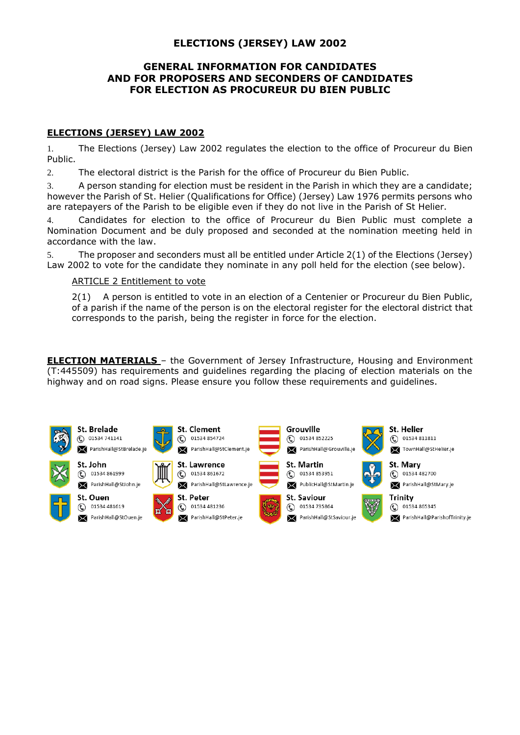# ELECTIONS (JERSEY) LAW 2002

## GENERAL INFORMATION FOR CANDIDATES AND FOR PROPOSERS AND SECONDERS OF CANDIDATES FOR ELECTION AS PROCUREUR DU BIEN PUBLIC

### ELECTIONS (JERSEY) LAW 2002

1. The Elections (Jersey) Law 2002 regulates the election to the office of Procureur du Bien Public.

2. The electoral district is the Parish for the office of Procureur du Bien Public.

3. A person standing for election must be resident in the Parish in which they are a candidate; however the Parish of St. Helier (Qualifications for Office) (Jersey) Law 1976 permits persons who are ratepayers of the Parish to be eligible even if they do not live in the Parish of St Helier.

4. Candidates for election to the office of Procureur du Bien Public must complete a Nomination Document and be duly proposed and seconded at the nomination meeting held in accordance with the law.

5. The proposer and seconders must all be entitled under Article 2(1) of the Elections (Jersey) Law 2002 to vote for the candidate they nominate in any poll held for the election (see below).

ARTICLE 2 Entitlement to vote

2(1) A person is entitled to vote in an election of a Centenier or Procureur du Bien Public, of a parish if the name of the person is on the electoral register for the electoral district that corresponds to the parish, being the register in force for the election.

**ELECTION MATERIALS** – the Government of Jersey Infrastructure, Housing and Environment (T:445509) has requirements and guidelines regarding the placing of election materials on the highway and on road signs. Please ensure you follow these requirements and guidelines.

| Parish | Telephone | Email |
| --- | --- | --- |
| St. Brelade | 01534 741141 | ParishHall@StBrelade.je |
| St. Clement | 01534 854724 | ParishHall@StClement.je |
| Grouville | 01534 852225 | ParishHall@Grouville.je |
| St. Helier | 01534 811811 | TownHall@StHelier.je |
| St. John | 01534 861999 | ParishHall@StJohn.je |
| St. Lawrence | 01534 861672 | ParishHall@StLawrence.je |
| St. Martin | 01534 853951 | PublicHall@StMartin.je |
| St. Mary | 01534 482700 | ParishHall@StMary.je |
| St. Ouen | 01534 481619 | ParishHall@StOuen.je |
| St. Peter | 01534 481236 | ParishHall@StPeter.je |
| St. Saviour | 01534 735864 | ParishHall@StSaviour.je |
| Trinity | 01534 865345 | ParishHall@ParishofTrinity.je |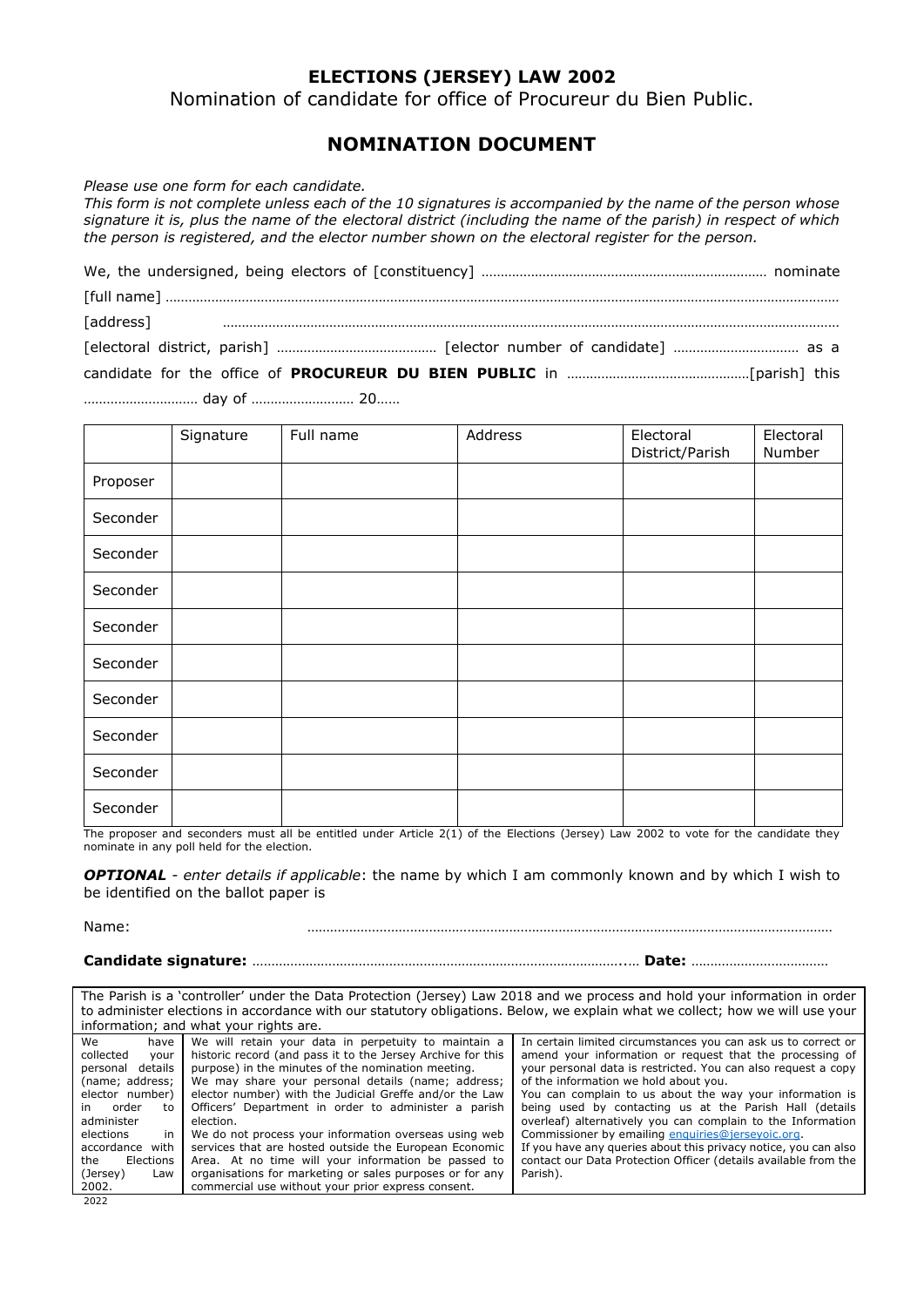# ELECTIONS (JERSEY) LAW 2002

Nomination of candidate for office of Procureur du Bien Public.

## NOMINATION DOCUMENT

*Please use one form for each candidate.*
*This form is not complete unless each of the 10 signatures is accompanied by the name of the person whose signature it is, plus the name of the electoral district (including the name of the parish) in respect of which the person is registered, and the elector number shown on the electoral register for the person.*

We, the undersigned, being electors of [constituency] ………………………………………………………………… nominate

[full name] ……………………………………………………………………………………………………………………………………………

[address] ……………………………………………………………………………………………………………………………………………

[electoral district, parish] …………………………………… [elector number of candidate] …………………………… as a candidate for the office of **PROCUREUR DU BIEN PUBLIC** in …………………………………………[parish] this ………………………… day of ……………………… 20……

| | Signature | Full name | Address | Electoral District/Parish | Electoral Number |
|---|---|---|---|---|---|
| Proposer | | | | | |
| Seconder | | | | | |
| Seconder | | | | | |
| Seconder | | | | | |
| Seconder | | | | | |
| Seconder | | | | | |
| Seconder | | | | | |
| Seconder | | | | | |
| Seconder | | | | | |
| Seconder | | | | | |

The proposer and seconders must all be entitled under Article 2(1) of the Elections (Jersey) Law 2002 to vote for the candidate they nominate in any poll held for the election.

***OPTIONAL*** - *enter details if applicable*: the name by which I am commonly known and by which I wish to be identified on the ballot paper is

Name: ……………………………………………………………………………………………………………………………

**Candidate signature:** …………………………………………………………………………………..… **Date:** ………………………………

The Parish is a 'controller' under the Data Protection (Jersey) Law 2018 and we process and hold your information in order to administer elections in accordance with our statutory obligations. Below, we explain what we collect; how we will use your information; and what your rights are.

| | | |
|---|---|---|
| We have collected your personal details (name; address; elector number) in order to administer elections in accordance with the Elections (Jersey) Law 2002. | We will retain your data in perpetuity to maintain a historic record (and pass it to the Jersey Archive for this purpose) in the minutes of the nomination meeting. We may share your personal details (name; address; elector number) with the Judicial Greffe and/or the Law Officers' Department in order to administer a parish election. We do not process your information overseas using web services that are hosted outside the European Economic Area. At no time will your information be passed to organisations for marketing or sales purposes or for any commercial use without your prior express consent. | In certain limited circumstances you can ask us to correct or amend your information or request that the processing of your personal data is restricted. You can also request a copy of the information we hold about you. You can complain to us about the way your information is being used by contacting us at the Parish Hall (details overleaf) alternatively you can complain to the Information Commissioner by emailing enquiries@jerseyoic.org. If you have any queries about this privacy notice, you can also contact our Data Protection Officer (details available from the Parish). |

2022